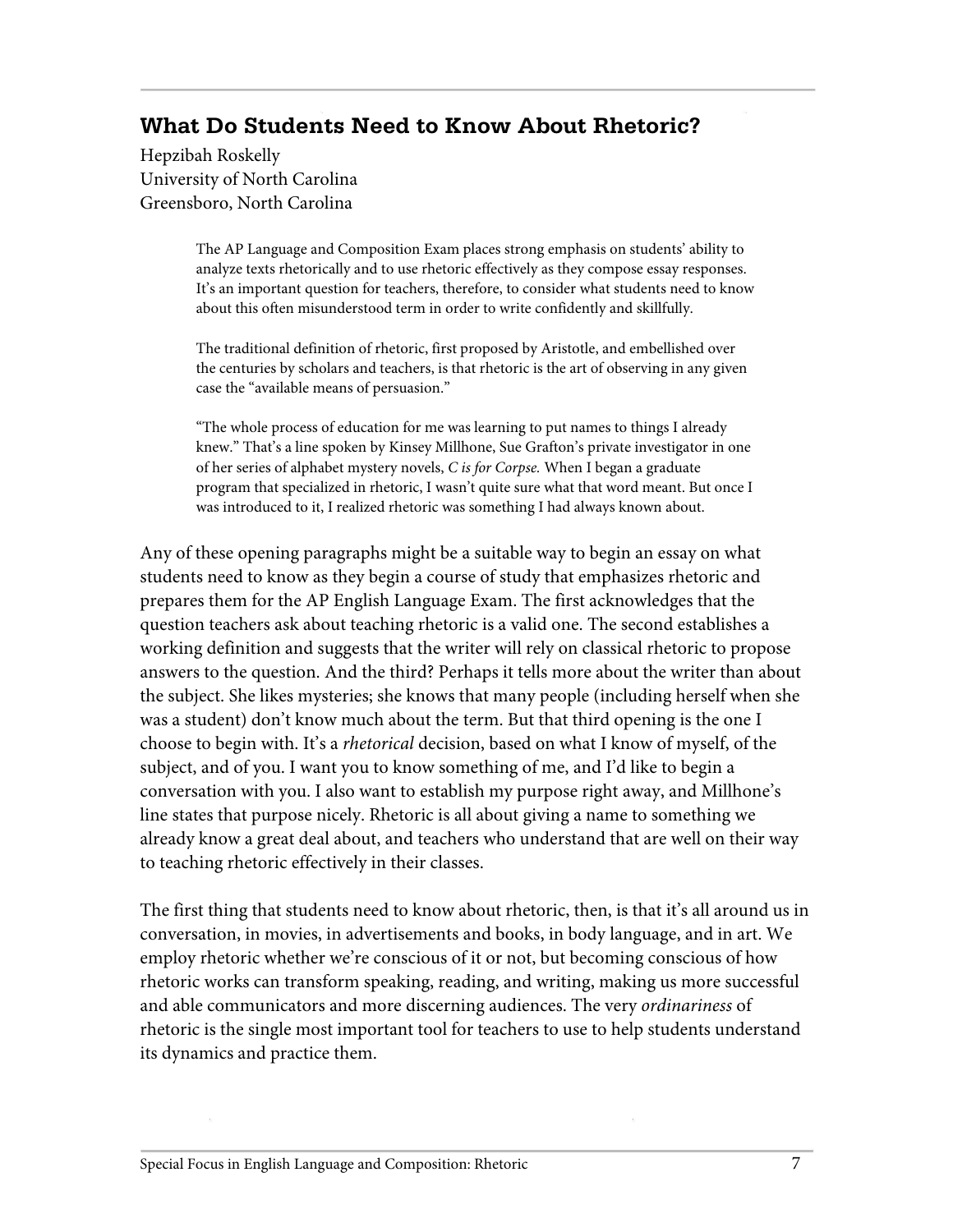## What Do Students Need to Know About Rhetoric?

Hepzibah Roskelly  
University of North Carolina  
Greensboro, North Carolina

> The AP Language and Composition Exam places strong emphasis on students' ability to analyze texts rhetorically and to use rhetoric effectively as they compose essay responses. It's an important question for teachers, therefore, to consider what students need to know about this often misunderstood term in order to write confidently and skillfully.
>
> The traditional definition of rhetoric, first proposed by Aristotle, and embellished over the centuries by scholars and teachers, is that rhetoric is the art of observing in any given case the "available means of persuasion."
>
> "The whole process of education for me was learning to put names to things I already knew." That's a line spoken by Kinsey Millhone, Sue Grafton's private investigator in one of her series of alphabet mystery novels, *C is for Corpse.* When I began a graduate program that specialized in rhetoric, I wasn't quite sure what that word meant. But once I was introduced to it, I realized rhetoric was something I had always known about.

Any of these opening paragraphs might be a suitable way to begin an essay on what students need to know as they begin a course of study that emphasizes rhetoric and prepares them for the AP English Language Exam. The first acknowledges that the question teachers ask about teaching rhetoric is a valid one. The second establishes a working definition and suggests that the writer will rely on classical rhetoric to propose answers to the question. And the third? Perhaps it tells more about the writer than about the subject. She likes mysteries; she knows that many people (including herself when she was a student) don't know much about the term. But that third opening is the one I choose to begin with. It's a *rhetorical* decision, based on what I know of myself, of the subject, and of you. I want you to know something of me, and I'd like to begin a conversation with you. I also want to establish my purpose right away, and Millhone's line states that purpose nicely. Rhetoric is all about giving a name to something we already know a great deal about, and teachers who understand that are well on their way to teaching rhetoric effectively in their classes.

The first thing that students need to know about rhetoric, then, is that it's all around us in conversation, in movies, in advertisements and books, in body language, and in art. We employ rhetoric whether we're conscious of it or not, but becoming conscious of how rhetoric works can transform speaking, reading, and writing, making us more successful and able communicators and more discerning audiences. The very *ordinariness* of rhetoric is the single most important tool for teachers to use to help students understand its dynamics and practice them.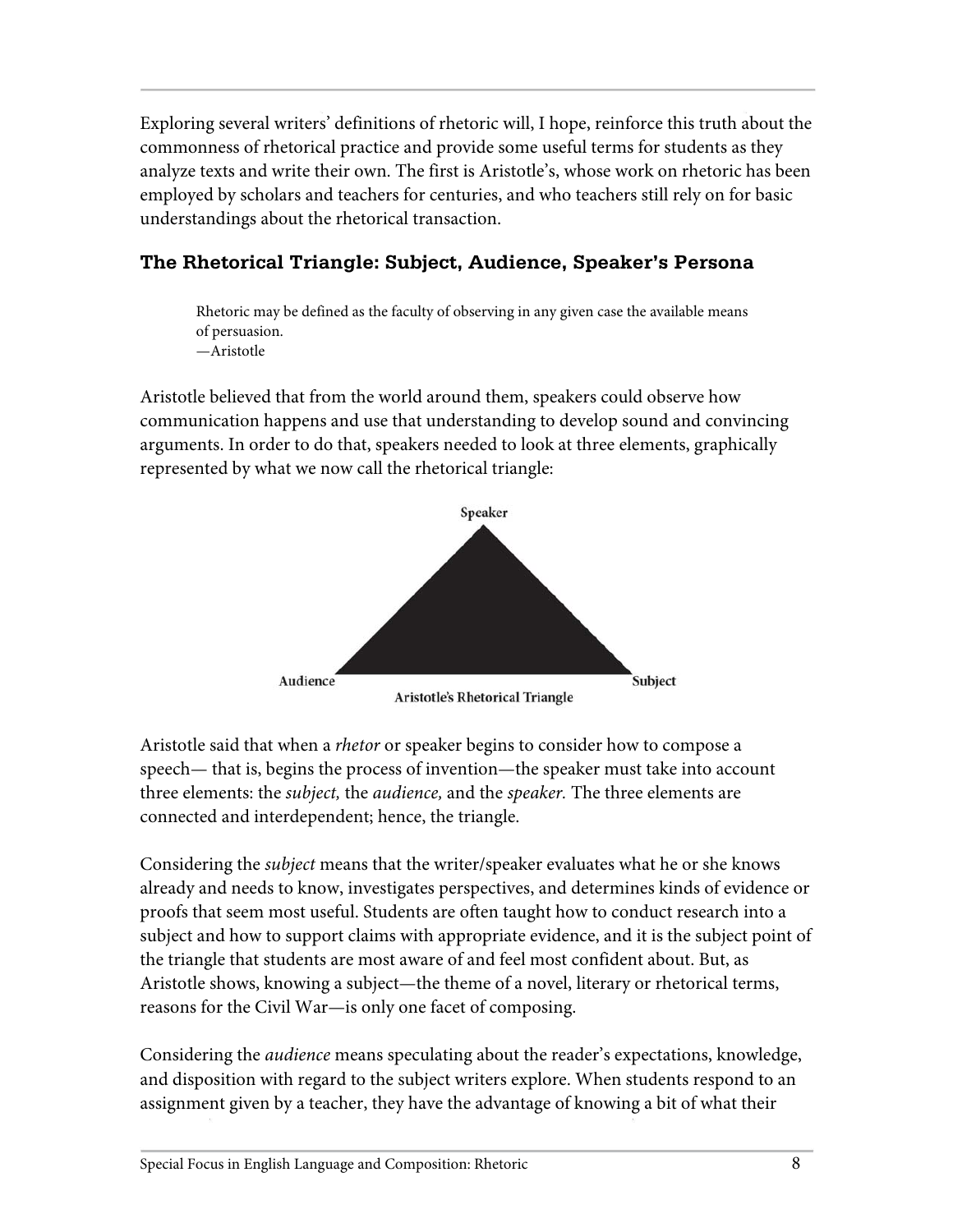Exploring several writers' definitions of rhetoric will, I hope, reinforce this truth about the commonness of rhetorical practice and provide some useful terms for students as they analyze texts and write their own. The first is Aristotle's, whose work on rhetoric has been employed by scholars and teachers for centuries, and who teachers still rely on for basic understandings about the rhetorical transaction.

### The Rhetorical Triangle: Subject, Audience, Speaker's Persona

> Rhetoric may be defined as the faculty of observing in any given case the available means of persuasion.
> —Aristotle

Aristotle believed that from the world around them, speakers could observe how communication happens and use that understanding to develop sound and convincing arguments. In order to do that, speakers needed to look at three elements, graphically represented by what we now call the rhetorical triangle:

Speaker

Audience

Subject

Aristotle's Rhetorical Triangle

Aristotle said that when a *rhetor* or speaker begins to consider how to compose a speech— that is, begins the process of invention—the speaker must take into account three elements: the *subject,* the *audience,* and the *speaker.* The three elements are connected and interdependent; hence, the triangle.

Considering the *subject* means that the writer/speaker evaluates what he or she knows already and needs to know, investigates perspectives, and determines kinds of evidence or proofs that seem most useful. Students are often taught how to conduct research into a subject and how to support claims with appropriate evidence, and it is the subject point of the triangle that students are most aware of and feel most confident about. But, as Aristotle shows, knowing a subject—the theme of a novel, literary or rhetorical terms, reasons for the Civil War—is only one facet of composing.

Considering the *audience* means speculating about the reader's expectations, knowledge, and disposition with regard to the subject writers explore. When students respond to an assignment given by a teacher, they have the advantage of knowing a bit of what their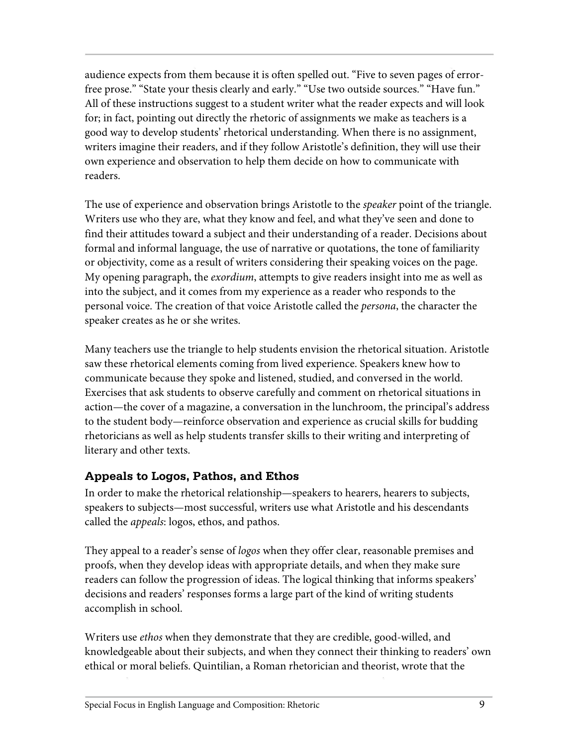audience expects from them because it is often spelled out. “Five to seven pages of error-free prose.” “State your thesis clearly and early.” “Use two outside sources.” “Have fun.” All of these instructions suggest to a student writer what the reader expects and will look for; in fact, pointing out directly the rhetoric of assignments we make as teachers is a good way to develop students’ rhetorical understanding. When there is no assignment, writers imagine their readers, and if they follow Aristotle’s definition, they will use their own experience and observation to help them decide on how to communicate with readers.

The use of experience and observation brings Aristotle to the *speaker* point of the triangle. Writers use who they are, what they know and feel, and what they’ve seen and done to find their attitudes toward a subject and their understanding of a reader. Decisions about formal and informal language, the use of narrative or quotations, the tone of familiarity or objectivity, come as a result of writers considering their speaking voices on the page. My opening paragraph, the *exordium*, attempts to give readers insight into me as well as into the subject, and it comes from my experience as a reader who responds to the personal voice. The creation of that voice Aristotle called the *persona*, the character the speaker creates as he or she writes.

Many teachers use the triangle to help students envision the rhetorical situation. Aristotle saw these rhetorical elements coming from lived experience. Speakers knew how to communicate because they spoke and listened, studied, and conversed in the world. Exercises that ask students to observe carefully and comment on rhetorical situations in action—the cover of a magazine, a conversation in the lunchroom, the principal’s address to the student body—reinforce observation and experience as crucial skills for budding rhetoricians as well as help students transfer skills to their writing and interpreting of literary and other texts.

### Appeals to Logos, Pathos, and Ethos

In order to make the rhetorical relationship—speakers to hearers, hearers to subjects, speakers to subjects—most successful, writers use what Aristotle and his descendants called the *appeals*: logos, ethos, and pathos.

They appeal to a reader’s sense of *logos* when they offer clear, reasonable premises and proofs, when they develop ideas with appropriate details, and when they make sure readers can follow the progression of ideas. The logical thinking that informs speakers’ decisions and readers’ responses forms a large part of the kind of writing students accomplish in school.

Writers use *ethos* when they demonstrate that they are credible, good-willed, and knowledgeable about their subjects, and when they connect their thinking to readers’ own ethical or moral beliefs. Quintilian, a Roman rhetorician and theorist, wrote that the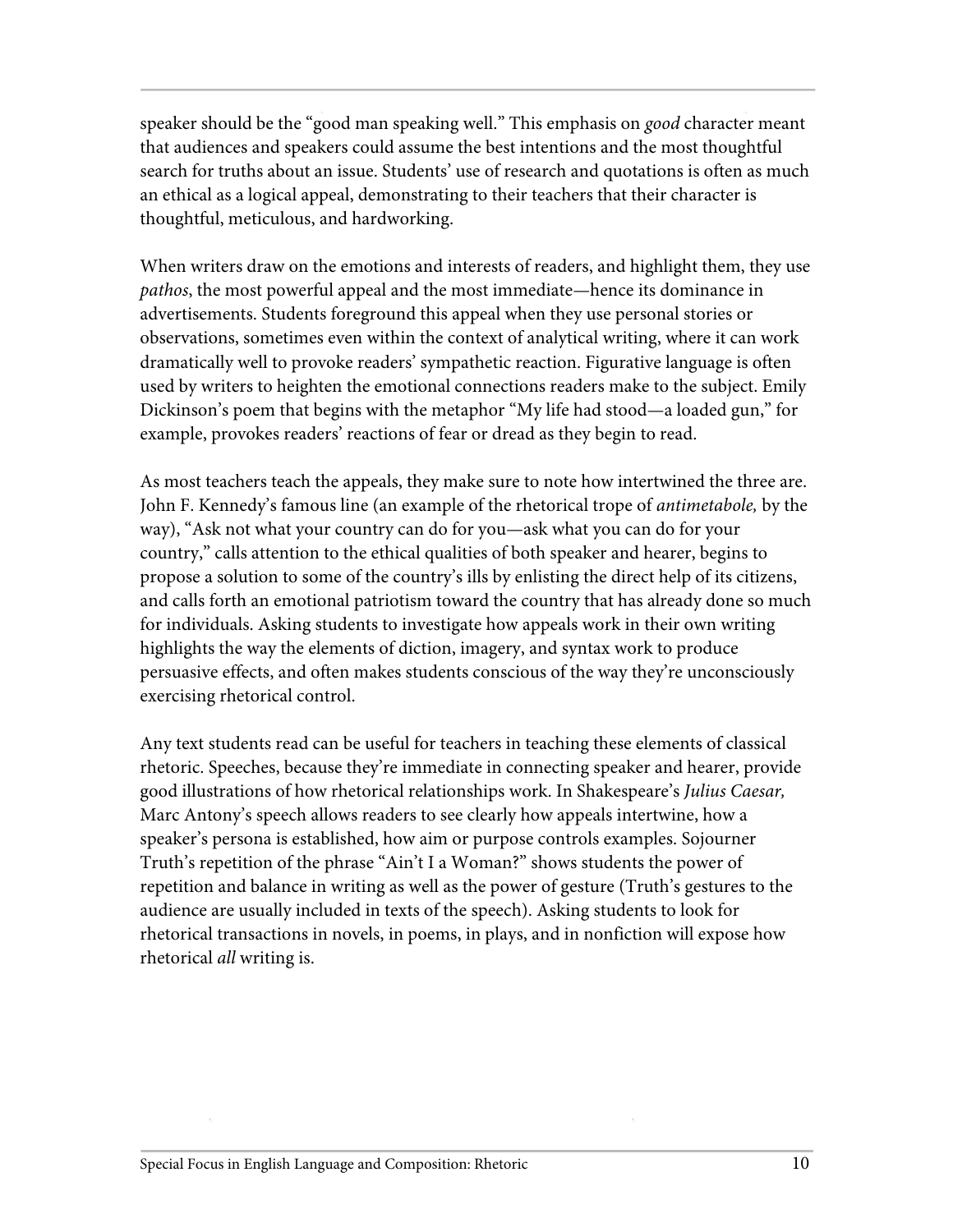speaker should be the "good man speaking well." This emphasis on *good* character meant that audiences and speakers could assume the best intentions and the most thoughtful search for truths about an issue. Students' use of research and quotations is often as much an ethical as a logical appeal, demonstrating to their teachers that their character is thoughtful, meticulous, and hardworking.

When writers draw on the emotions and interests of readers, and highlight them, they use *pathos*, the most powerful appeal and the most immediate—hence its dominance in advertisements. Students foreground this appeal when they use personal stories or observations, sometimes even within the context of analytical writing, where it can work dramatically well to provoke readers' sympathetic reaction. Figurative language is often used by writers to heighten the emotional connections readers make to the subject. Emily Dickinson's poem that begins with the metaphor "My life had stood—a loaded gun," for example, provokes readers' reactions of fear or dread as they begin to read.

As most teachers teach the appeals, they make sure to note how intertwined the three are. John F. Kennedy's famous line (an example of the rhetorical trope of *antimetabole,* by the way), "Ask not what your country can do for you—ask what you can do for your country," calls attention to the ethical qualities of both speaker and hearer, begins to propose a solution to some of the country's ills by enlisting the direct help of its citizens, and calls forth an emotional patriotism toward the country that has already done so much for individuals. Asking students to investigate how appeals work in their own writing highlights the way the elements of diction, imagery, and syntax work to produce persuasive effects, and often makes students conscious of the way they're unconsciously exercising rhetorical control.

Any text students read can be useful for teachers in teaching these elements of classical rhetoric. Speeches, because they're immediate in connecting speaker and hearer, provide good illustrations of how rhetorical relationships work. In Shakespeare's *Julius Caesar,* Marc Antony's speech allows readers to see clearly how appeals intertwine, how a speaker's persona is established, how aim or purpose controls examples. Sojourner Truth's repetition of the phrase "Ain't I a Woman?" shows students the power of repetition and balance in writing as well as the power of gesture (Truth's gestures to the audience are usually included in texts of the speech). Asking students to look for rhetorical transactions in novels, in poems, in plays, and in nonfiction will expose how rhetorical *all* writing is.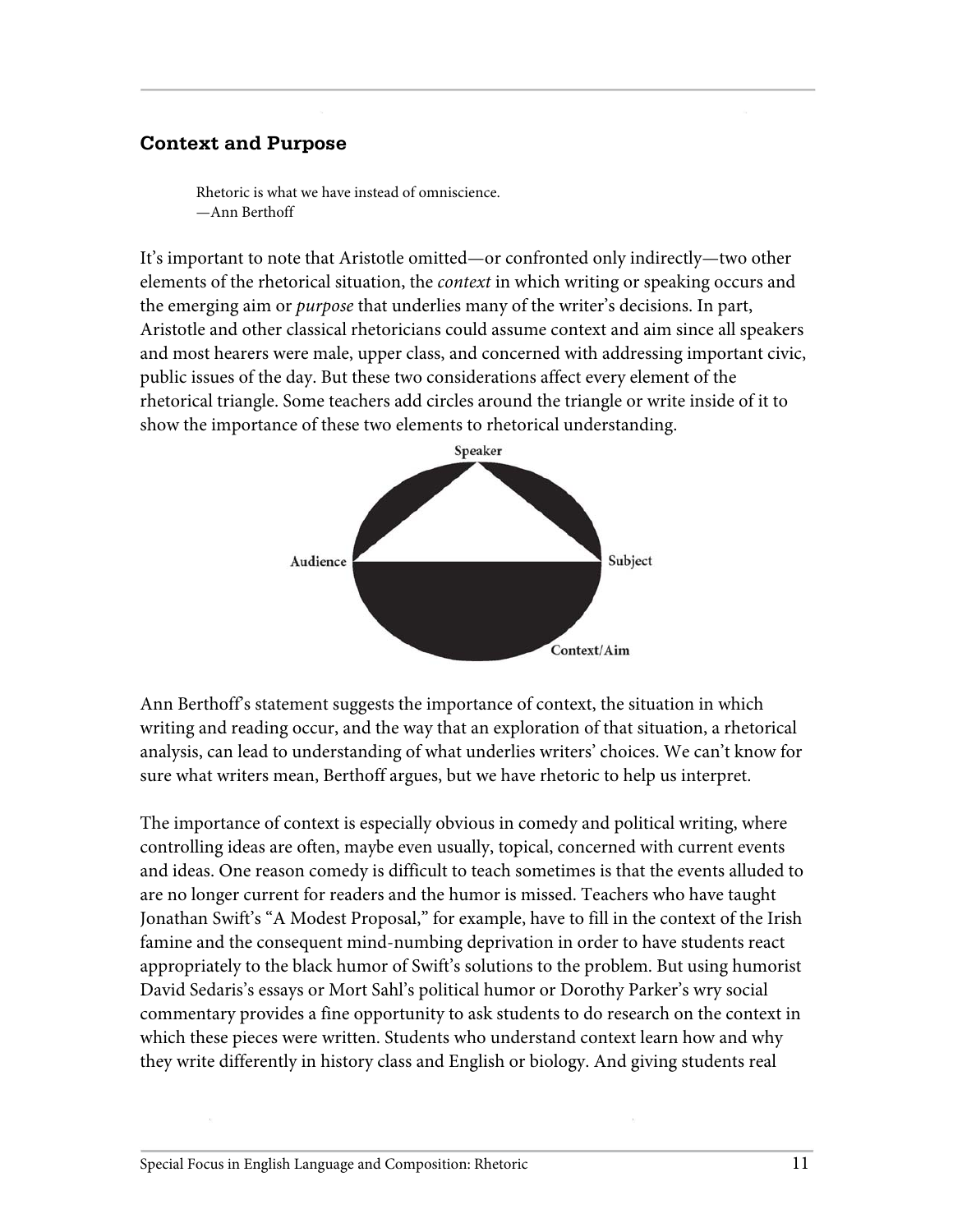## Context and Purpose

> Rhetoric is what we have instead of omniscience.
> —Ann Berthoff

It's important to note that Aristotle omitted—or confronted only indirectly—two other elements of the rhetorical situation, the *context* in which writing or speaking occurs and the emerging aim or *purpose* that underlies many of the writer's decisions. In part, Aristotle and other classical rhetoricians could assume context and aim since all speakers and most hearers were male, upper class, and concerned with addressing important civic, public issues of the day. But these two considerations affect every element of the rhetorical triangle. Some teachers add circles around the triangle or write inside of it to show the importance of these two elements to rhetorical understanding.

Speaker

Audience

Subject

Context/Aim

Ann Berthoff's statement suggests the importance of context, the situation in which writing and reading occur, and the way that an exploration of that situation, a rhetorical analysis, can lead to understanding of what underlies writers' choices. We can't know for sure what writers mean, Berthoff argues, but we have rhetoric to help us interpret.

The importance of context is especially obvious in comedy and political writing, where controlling ideas are often, maybe even usually, topical, concerned with current events and ideas. One reason comedy is difficult to teach sometimes is that the events alluded to are no longer current for readers and the humor is missed. Teachers who have taught Jonathan Swift's "A Modest Proposal," for example, have to fill in the context of the Irish famine and the consequent mind-numbing deprivation in order to have students react appropriately to the black humor of Swift's solutions to the problem. But using humorist David Sedaris's essays or Mort Sahl's political humor or Dorothy Parker's wry social commentary provides a fine opportunity to ask students to do research on the context in which these pieces were written. Students who understand context learn how and why they write differently in history class and English or biology. And giving students real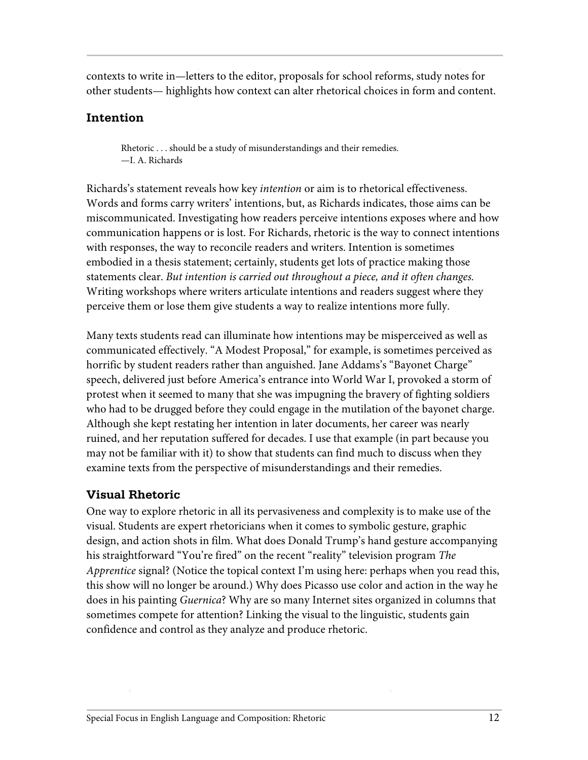contexts to write in—letters to the editor, proposals for school reforms, study notes for other students— highlights how context can alter rhetorical choices in form and content.

### Intention

> Rhetoric . . . should be a study of misunderstandings and their remedies.
> —I. A. Richards

Richards's statement reveals how key *intention* or aim is to rhetorical effectiveness. Words and forms carry writers' intentions, but, as Richards indicates, those aims can be miscommunicated. Investigating how readers perceive intentions exposes where and how communication happens or is lost. For Richards, rhetoric is the way to connect intentions with responses, the way to reconcile readers and writers. Intention is sometimes embodied in a thesis statement; certainly, students get lots of practice making those statements clear. *But intention is carried out throughout a piece, and it often changes.* Writing workshops where writers articulate intentions and readers suggest where they perceive them or lose them give students a way to realize intentions more fully.

Many texts students read can illuminate how intentions may be misperceived as well as communicated effectively. "A Modest Proposal," for example, is sometimes perceived as horrific by student readers rather than anguished. Jane Addams's "Bayonet Charge" speech, delivered just before America's entrance into World War I, provoked a storm of protest when it seemed to many that she was impugning the bravery of fighting soldiers who had to be drugged before they could engage in the mutilation of the bayonet charge. Although she kept restating her intention in later documents, her career was nearly ruined, and her reputation suffered for decades. I use that example (in part because you may not be familiar with it) to show that students can find much to discuss when they examine texts from the perspective of misunderstandings and their remedies.

### Visual Rhetoric

One way to explore rhetoric in all its pervasiveness and complexity is to make use of the visual. Students are expert rhetoricians when it comes to symbolic gesture, graphic design, and action shots in film. What does Donald Trump's hand gesture accompanying his straightforward "You're fired" on the recent "reality" television program *The Apprentice* signal? (Notice the topical context I'm using here: perhaps when you read this, this show will no longer be around.) Why does Picasso use color and action in the way he does in his painting *Guernica*? Why are so many Internet sites organized in columns that sometimes compete for attention? Linking the visual to the linguistic, students gain confidence and control as they analyze and produce rhetoric.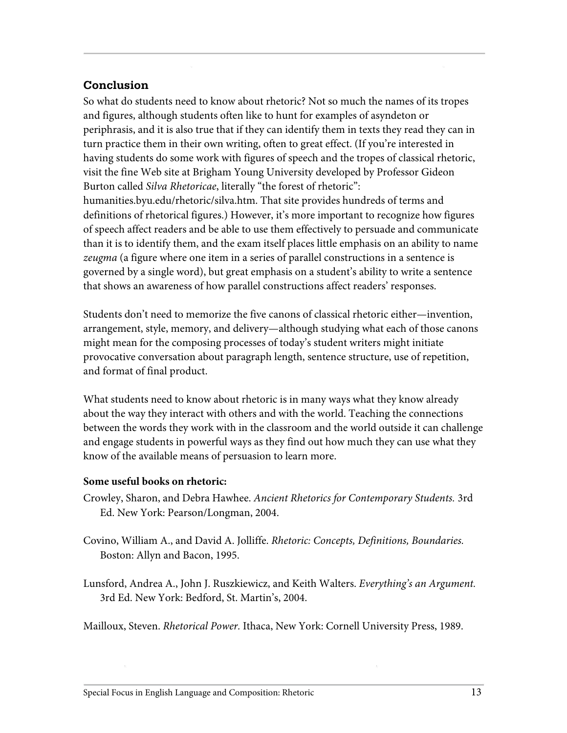## Conclusion

So what do students need to know about rhetoric? Not so much the names of its tropes and figures, although students often like to hunt for examples of asyndeton or periphrasis, and it is also true that if they can identify them in texts they read they can in turn practice them in their own writing, often to great effect. (If you're interested in having students do some work with figures of speech and the tropes of classical rhetoric, visit the fine Web site at Brigham Young University developed by Professor Gideon Burton called *Silva Rhetoricae*, literally "the forest of rhetoric": humanities.byu.edu/rhetoric/silva.htm. That site provides hundreds of terms and definitions of rhetorical figures.) However, it's more important to recognize how figures of speech affect readers and be able to use them effectively to persuade and communicate than it is to identify them, and the exam itself places little emphasis on an ability to name *zeugma* (a figure where one item in a series of parallel constructions in a sentence is governed by a single word), but great emphasis on a student's ability to write a sentence that shows an awareness of how parallel constructions affect readers' responses.

Students don't need to memorize the five canons of classical rhetoric either—invention, arrangement, style, memory, and delivery—although studying what each of those canons might mean for the composing processes of today's student writers might initiate provocative conversation about paragraph length, sentence structure, use of repetition, and format of final product.

What students need to know about rhetoric is in many ways what they know already about the way they interact with others and with the world. Teaching the connections between the words they work with in the classroom and the world outside it can challenge and engage students in powerful ways as they find out how much they can use what they know of the available means of persuasion to learn more.

**Some useful books on rhetoric:**

Crowley, Sharon, and Debra Hawhee. *Ancient Rhetorics for Contemporary Students.* 3rd Ed. New York: Pearson/Longman, 2004.

Covino, William A., and David A. Jolliffe. *Rhetoric: Concepts, Definitions, Boundaries.* Boston: Allyn and Bacon, 1995.

Lunsford, Andrea A., John J. Ruszkiewicz, and Keith Walters. *Everything's an Argument.* 3rd Ed. New York: Bedford, St. Martin's, 2004.

Mailloux, Steven. *Rhetorical Power.* Ithaca, New York: Cornell University Press, 1989.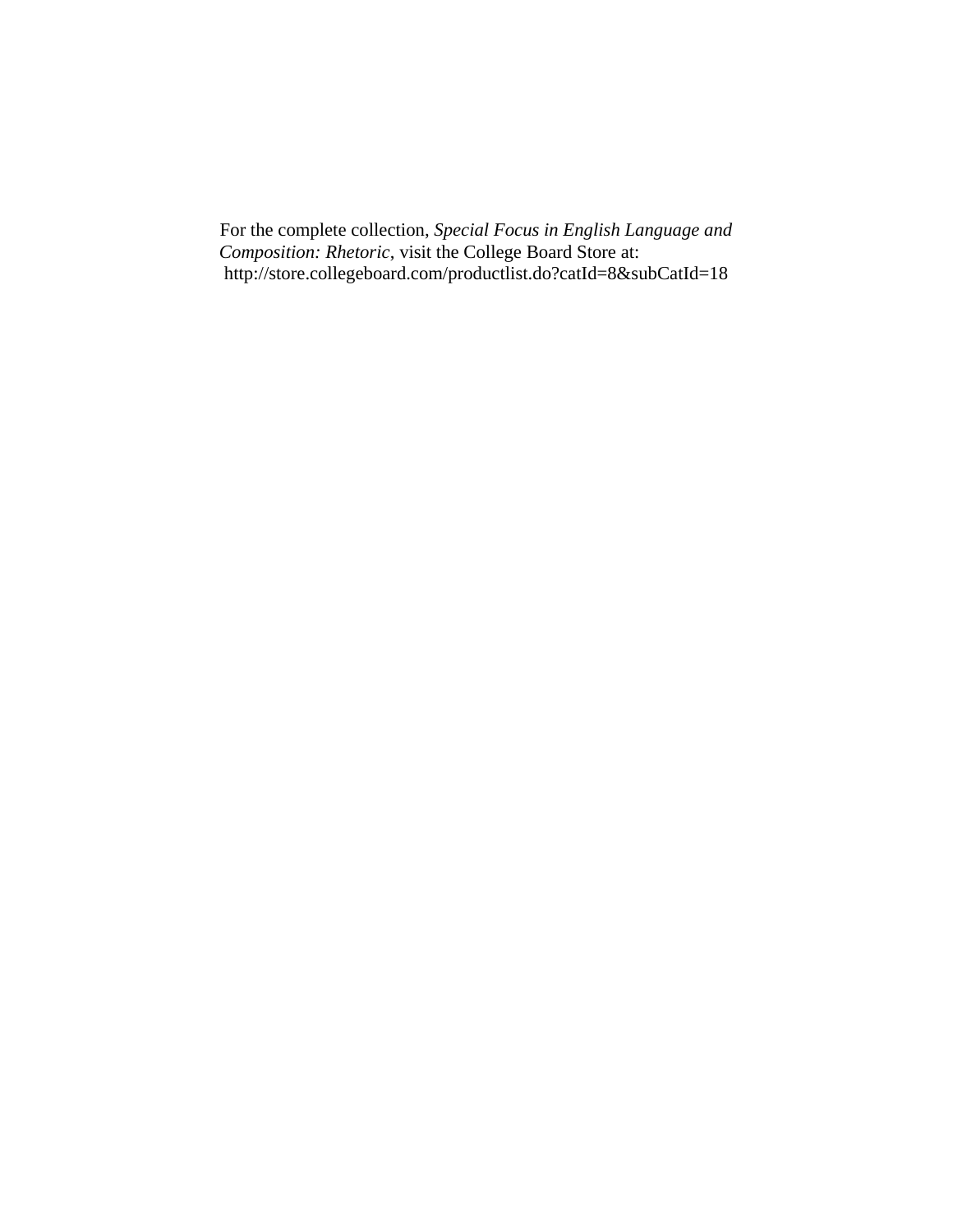For the complete collection, *Special Focus in English Language and Composition: Rhetoric*, visit the College Board Store at:
http://store.collegeboard.com/productlist.do?catId=8&subCatId=18